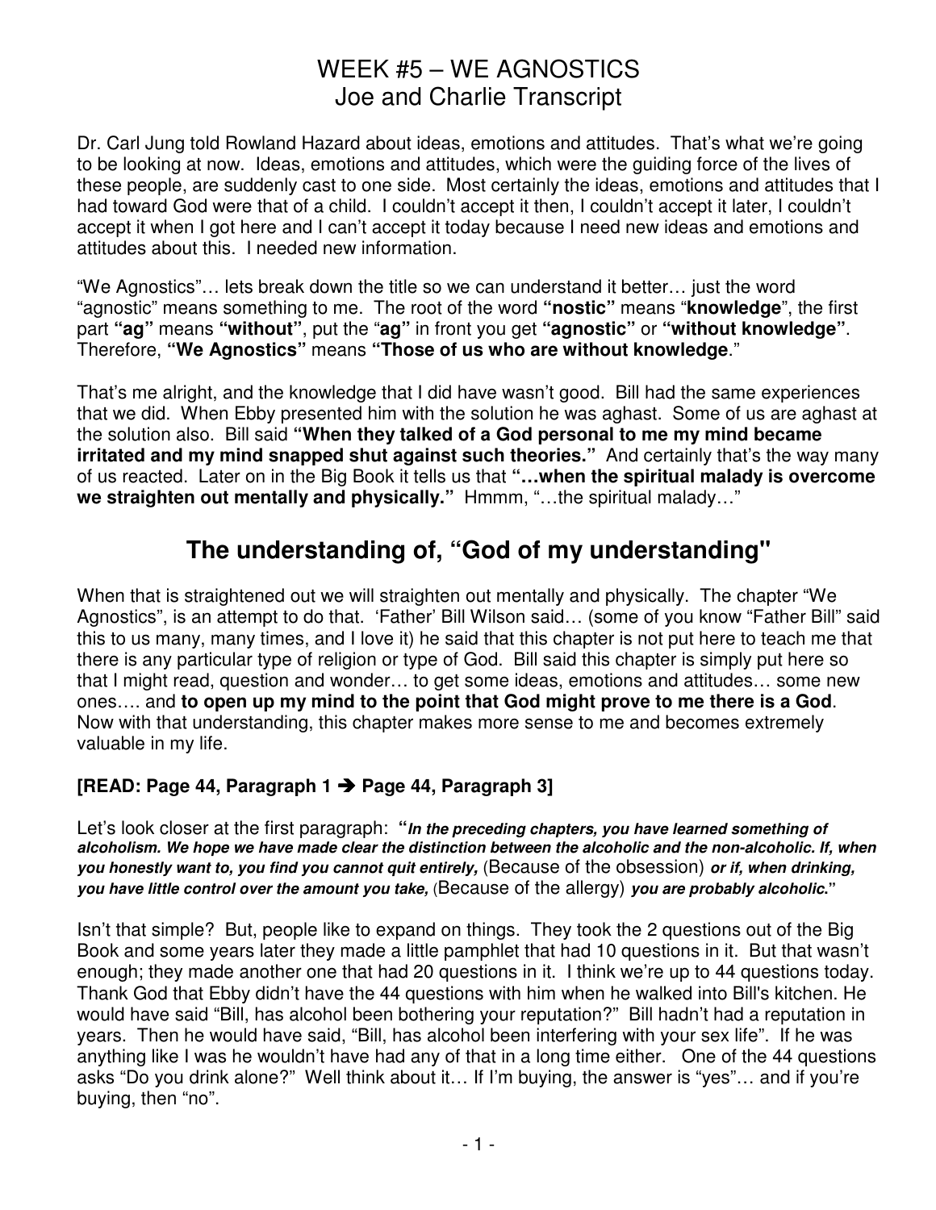# WEEK #5 – WE AGNOSTICS
## Joe and Charlie Transcript

Dr. Carl Jung told Rowland Hazard about ideas, emotions and attitudes. That's what we're going to be looking at now. Ideas, emotions and attitudes, which were the guiding force of the lives of these people, are suddenly cast to one side. Most certainly the ideas, emotions and attitudes that I had toward God were that of a child. I couldn't accept it then, I couldn't accept it later, I couldn't accept it when I got here and I can't accept it today because I need new ideas and emotions and attitudes about this. I needed new information.

"We Agnostics"… lets break down the title so we can understand it better… just the word "agnostic" means something to me. The root of the word **"nostic"** means "**knowledge**", the first part **"ag"** means **"without"**, put the "**ag"** in front you get **"agnostic"** or **"without knowledge"**. Therefore, **"We Agnostics"** means **"Those of us who are without knowledge**."

That's me alright, and the knowledge that I did have wasn't good. Bill had the same experiences that we did. When Ebby presented him with the solution he was aghast. Some of us are aghast at the solution also. Bill said **"When they talked of a God personal to me my mind became irritated and my mind snapped shut against such theories."** And certainly that's the way many of us reacted. Later on in the Big Book it tells us that **"…when the spiritual malady is overcome we straighten out mentally and physically."** Hmmm, "…the spiritual malady…"

## The understanding of, "God of my understanding"

When that is straightened out we will straighten out mentally and physically. The chapter "We Agnostics", is an attempt to do that. 'Father' Bill Wilson said… (some of you know "Father Bill" said this to us many, many times, and I love it) he said that this chapter is not put here to teach me that there is any particular type of religion or type of God. Bill said this chapter is simply put here so that I might read, question and wonder… to get some ideas, emotions and attitudes… some new ones…. and **to open up my mind to the point that God might prove to me there is a God**. Now with that understanding, this chapter makes more sense to me and becomes extremely valuable in my life.

**[READ: Page 44, Paragraph 1 ➔ Page 44, Paragraph 3]**

Let's look closer at the first paragraph: "***In the preceding chapters, you have learned something of alcoholism. We hope we have made clear the distinction between the alcoholic and the non-alcoholic. If, when you honestly want to, you find you cannot quit entirely,*** (Because of the obsession) ***or if, when drinking, you have little control over the amount you take,*** (Because of the allergy) ***you are probably alcoholic.***"

Isn't that simple? But, people like to expand on things. They took the 2 questions out of the Big Book and some years later they made a little pamphlet that had 10 questions in it. But that wasn't enough; they made another one that had 20 questions in it. I think we're up to 44 questions today. Thank God that Ebby didn't have the 44 questions with him when he walked into Bill's kitchen. He would have said "Bill, has alcohol been bothering your reputation?" Bill hadn't had a reputation in years. Then he would have said, "Bill, has alcohol been interfering with your sex life". If he was anything like I was he wouldn't have had any of that in a long time either. One of the 44 questions asks "Do you drink alone?" Well think about it… If I'm buying, the answer is "yes"… and if you're buying, then "no".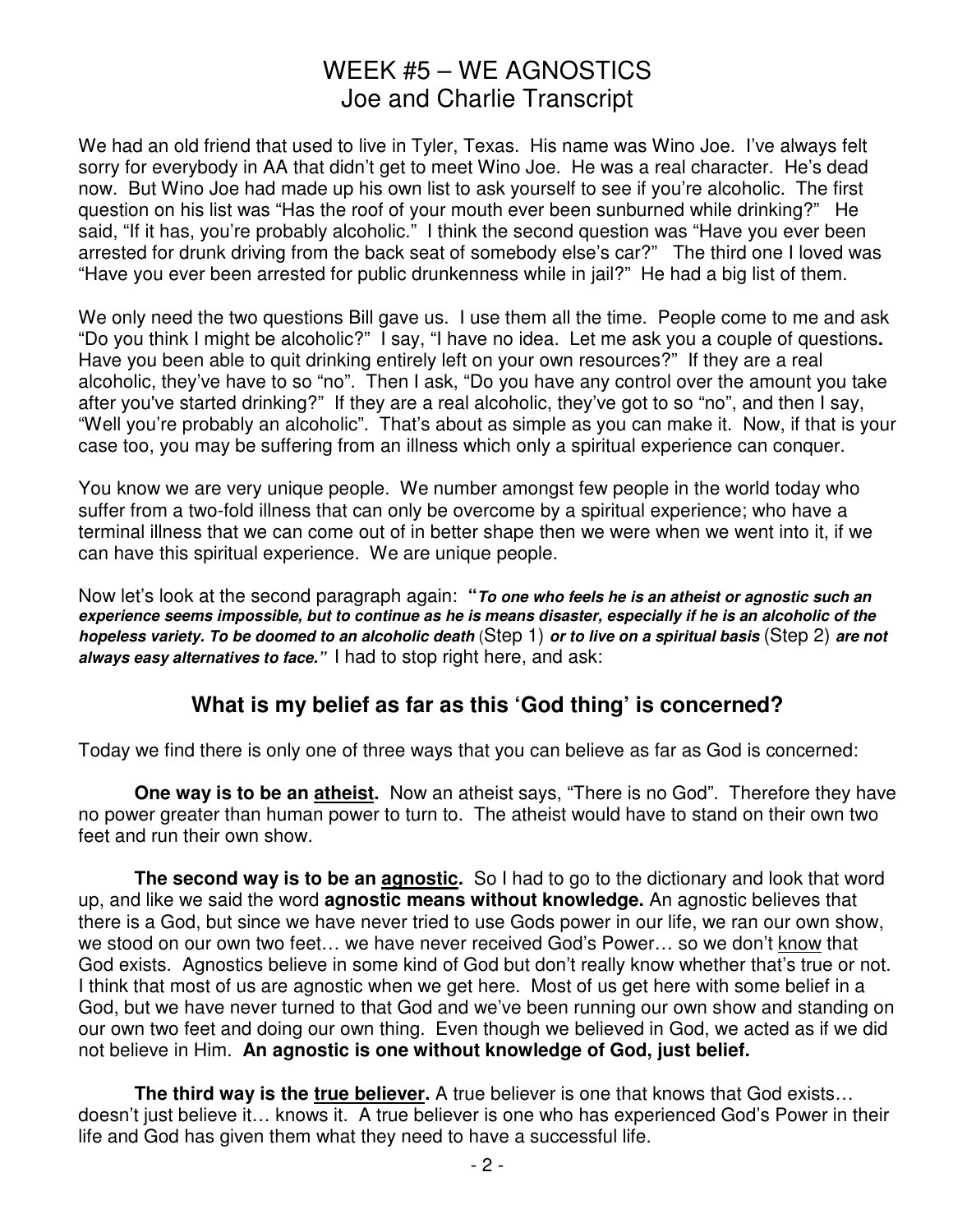# WEEK #5 – WE AGNOSTICS
## Joe and Charlie Transcript

We had an old friend that used to live in Tyler, Texas. His name was Wino Joe. I've always felt sorry for everybody in AA that didn't get to meet Wino Joe. He was a real character. He's dead now. But Wino Joe had made up his own list to ask yourself to see if you're alcoholic. The first question on his list was "Has the roof of your mouth ever been sunburned while drinking?" He said, "If it has, you're probably alcoholic." I think the second question was "Have you ever been arrested for drunk driving from the back seat of somebody else's car?" The third one I loved was "Have you ever been arrested for public drunkenness while in jail?" He had a big list of them.

We only need the two questions Bill gave us. I use them all the time. People come to me and ask "Do you think I might be alcoholic?" I say, "I have no idea. Let me ask you a couple of questions**.** Have you been able to quit drinking entirely left on your own resources?" If they are a real alcoholic, they've have to so "no". Then I ask, "Do you have any control over the amount you take after you've started drinking?" If they are a real alcoholic, they've got to so "no", and then I say, "Well you're probably an alcoholic". That's about as simple as you can make it. Now, if that is your case too, you may be suffering from an illness which only a spiritual experience can conquer.

You know we are very unique people. We number amongst few people in the world today who suffer from a two-fold illness that can only be overcome by a spiritual experience; who have a terminal illness that we can come out of in better shape then we were when we went into it, if we can have this spiritual experience. We are unique people.

Now let's look at the second paragraph again: **"*To one who feels he is an atheist or agnostic such an experience seems impossible, but to continue as he is means disaster, especially if he is an alcoholic of the hopeless variety. To be doomed to an alcoholic death*** (Step 1) ***or to live on a spiritual basis*** (Step 2) ***are not always easy alternatives to face."*** I had to stop right here, and ask:

### What is my belief as far as this 'God thing' is concerned?

Today we find there is only one of three ways that you can believe as far as God is concerned:

**One way is to be an <u>atheist</u>.** Now an atheist says, "There is no God". Therefore they have no power greater than human power to turn to. The atheist would have to stand on their own two feet and run their own show.

**The second way is to be an <u>agnostic</u>.** So I had to go to the dictionary and look that word up, and like we said the word **agnostic means without knowledge.** An agnostic believes that there is a God, but since we have never tried to use Gods power in our life, we ran our own show, we stood on our own two feet… we have never received God's Power… so we don't <u>know</u> that God exists. Agnostics believe in some kind of God but don't really know whether that's true or not. I think that most of us are agnostic when we get here. Most of us get here with some belief in a God, but we have never turned to that God and we've been running our own show and standing on our own two feet and doing our own thing. Even though we believed in God, we acted as if we did not believe in Him. **An agnostic is one without knowledge of God, just belief.**

**The third way is the <u>true believer</u>.** A true believer is one that knows that God exists… doesn't just believe it… knows it. A true believer is one who has experienced God's Power in their life and God has given them what they need to have a successful life.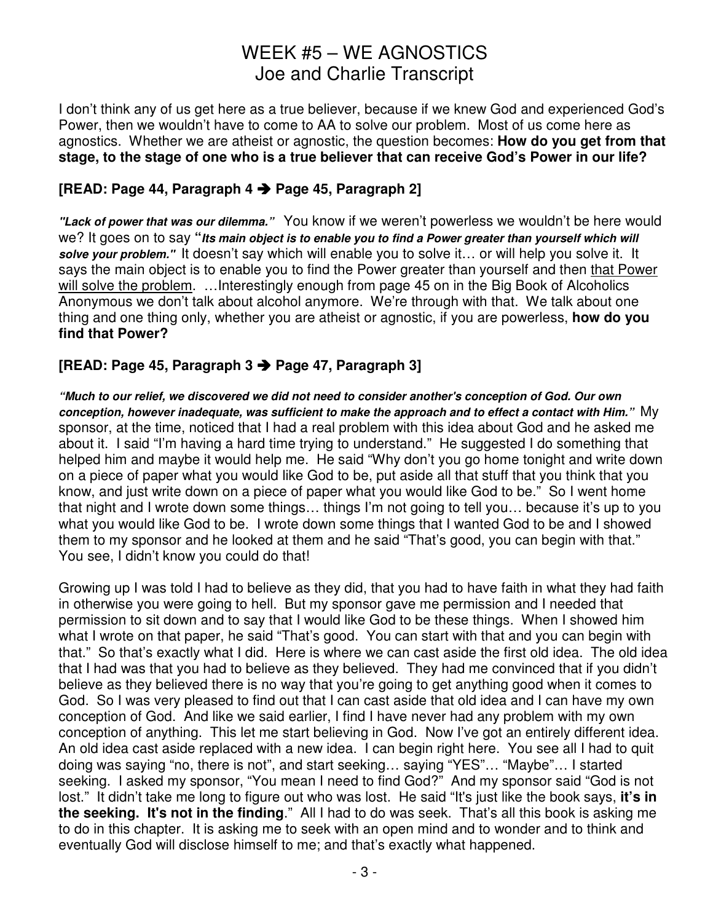# WEEK #5 – WE AGNOSTICS
## Joe and Charlie Transcript

I don't think any of us get here as a true believer, because if we knew God and experienced God's Power, then we wouldn't have to come to AA to solve our problem. Most of us come here as agnostics. Whether we are atheist or agnostic, the question becomes: **How do you get from that stage, to the stage of one who is a true believer that can receive God's Power in our life?**

**[READ: Page 44, Paragraph 4 ➔ Page 45, Paragraph 2]**

***"Lack of power that was our dilemma."*** You know if we weren't powerless we wouldn't be here would we? It goes on to say "***Its main object is to enable you to find a Power greater than yourself which will solve your problem."*** It doesn't say which will enable you to solve it… or will help you solve it. It says the main object is to enable you to find the Power greater than yourself and then <u>that Power will solve the problem</u>. …Interestingly enough from page 45 on in the Big Book of Alcoholics Anonymous we don't talk about alcohol anymore. We're through with that. We talk about one thing and one thing only, whether you are atheist or agnostic, if you are powerless, **how do you find that Power?**

**[READ: Page 45, Paragraph 3 ➔ Page 47, Paragraph 3]**

***"Much to our relief, we discovered we did not need to consider another's conception of God. Our own conception, however inadequate, was sufficient to make the approach and to effect a contact with Him."*** My sponsor, at the time, noticed that I had a real problem with this idea about God and he asked me about it. I said "I'm having a hard time trying to understand." He suggested I do something that helped him and maybe it would help me. He said "Why don't you go home tonight and write down on a piece of paper what you would like God to be, put aside all that stuff that you think that you know, and just write down on a piece of paper what you would like God to be." So I went home that night and I wrote down some things… things I'm not going to tell you… because it's up to you what you would like God to be. I wrote down some things that I wanted God to be and I showed them to my sponsor and he looked at them and he said "That's good, you can begin with that." You see, I didn't know you could do that!

Growing up I was told I had to believe as they did, that you had to have faith in what they had faith in otherwise you were going to hell. But my sponsor gave me permission and I needed that permission to sit down and to say that I would like God to be these things. When I showed him what I wrote on that paper, he said "That's good. You can start with that and you can begin with that." So that's exactly what I did. Here is where we can cast aside the first old idea. The old idea that I had was that you had to believe as they believed. They had me convinced that if you didn't believe as they believed there is no way that you're going to get anything good when it comes to God. So I was very pleased to find out that I can cast aside that old idea and I can have my own conception of God. And like we said earlier, I find I have never had any problem with my own conception of anything. This let me start believing in God. Now I've got an entirely different idea. An old idea cast aside replaced with a new idea. I can begin right here. You see all I had to quit doing was saying "no, there is not", and start seeking… saying "YES"… "Maybe"… I started seeking. I asked my sponsor, "You mean I need to find God?" And my sponsor said "God is not lost." It didn't take me long to figure out who was lost. He said "It's just like the book says, **it's in the seeking. It's not in the finding**." All I had to do was seek. That's all this book is asking me to do in this chapter. It is asking me to seek with an open mind and to wonder and to think and eventually God will disclose himself to me; and that's exactly what happened.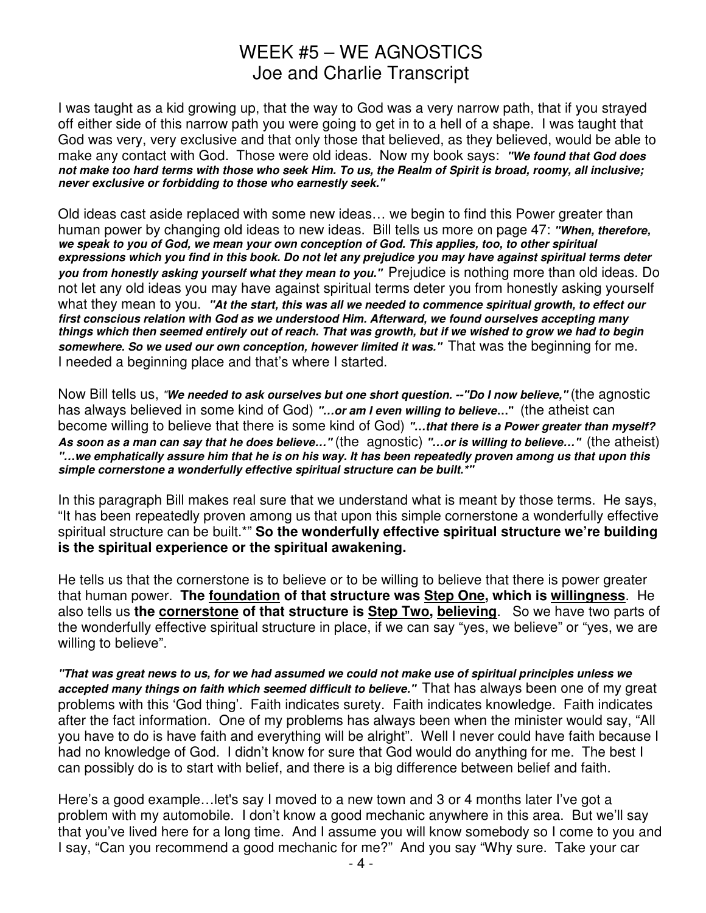# WEEK #5 – WE AGNOSTICS
## Joe and Charlie Transcript

I was taught as a kid growing up, that the way to God was a very narrow path, that if you strayed off either side of this narrow path you were going to get in to a hell of a shape. I was taught that God was very, very exclusive and that only those that believed, as they believed, would be able to make any contact with God. Those were old ideas. Now my book says: ***"We found that God does not make too hard terms with those who seek Him. To us, the Realm of Spirit is broad, roomy, all inclusive; never exclusive or forbidding to those who earnestly seek."***

Old ideas cast aside replaced with some new ideas… we begin to find this Power greater than human power by changing old ideas to new ideas. Bill tells us more on page 47: ***"When, therefore, we speak to you of God, we mean your own conception of God. This applies, too, to other spiritual expressions which you find in this book. Do not let any prejudice you may have against spiritual terms deter you from honestly asking yourself what they mean to you."*** Prejudice is nothing more than old ideas. Do not let any old ideas you may have against spiritual terms deter you from honestly asking yourself what they mean to you. ***"At the start, this was all we needed to commence spiritual growth, to effect our first conscious relation with God as we understood Him. Afterward, we found ourselves accepting many things which then seemed entirely out of reach. That was growth, but if we wished to grow we had to begin somewhere. So we used our own conception, however limited it was."*** That was the beginning for me. I needed a beginning place and that's where I started.

Now Bill tells us, ***"We needed to ask ourselves but one short question. --"Do I now believe,"*** (the agnostic has always believed in some kind of God) ***"…or am I even willing to believe…"*** (the atheist can become willing to believe that there is some kind of God) ***"…that there is a Power greater than myself? As soon as a man can say that he does believe…"*** (the agnostic) ***"…or is willing to believe…"*** (the atheist) ***"…we emphatically assure him that he is on his way. It has been repeatedly proven among us that upon this simple cornerstone a wonderfully effective spiritual structure can be built.*"***

In this paragraph Bill makes real sure that we understand what is meant by those terms. He says, "It has been repeatedly proven among us that upon this simple cornerstone a wonderfully effective spiritual structure can be built.*" **So the wonderfully effective spiritual structure we're building is the spiritual experience or the spiritual awakening.**

He tells us that the cornerstone is to believe or to be willing to believe that there is power greater that human power. **The <u>foundation</u> of that structure was <u>Step One</u>, which is <u>willingness</u>**. He also tells us **the <u>cornerstone</u> of that structure is <u>Step Two</u>, <u>believing</u>**. So we have two parts of the wonderfully effective spiritual structure in place, if we can say "yes, we believe" or "yes, we are willing to believe".

***"That was great news to us, for we had assumed we could not make use of spiritual principles unless we accepted many things on faith which seemed difficult to believe."*** That has always been one of my great problems with this 'God thing'. Faith indicates surety. Faith indicates knowledge. Faith indicates after the fact information. One of my problems has always been when the minister would say, "All you have to do is have faith and everything will be alright". Well I never could have faith because I had no knowledge of God. I didn't know for sure that God would do anything for me. The best I can possibly do is to start with belief, and there is a big difference between belief and faith.

Here's a good example…let's say I moved to a new town and 3 or 4 months later I've got a problem with my automobile. I don't know a good mechanic anywhere in this area. But we'll say that you've lived here for a long time. And I assume you will know somebody so I come to you and I say, "Can you recommend a good mechanic for me?" And you say "Why sure. Take your car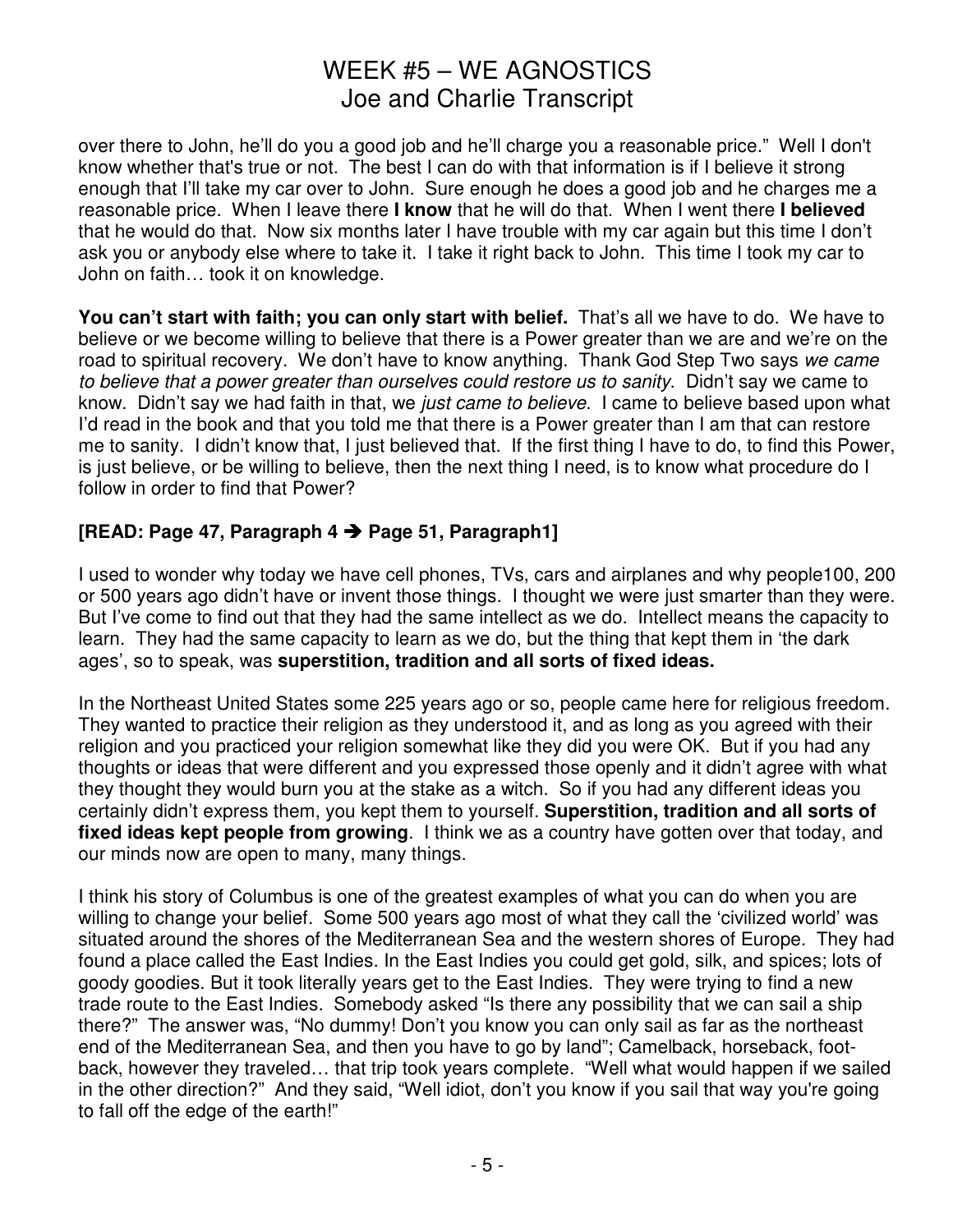over there to John, he'll do you a good job and he'll charge you a reasonable price." Well I don't know whether that's true or not. The best I can do with that information is if I believe it strong enough that I'll take my car over to John. Sure enough he does a good job and he charges me a reasonable price. When I leave there **I know** that he will do that. When I went there **I believed** that he would do that. Now six months later I have trouble with my car again but this time I don't ask you or anybody else where to take it. I take it right back to John. This time I took my car to John on faith… took it on knowledge.

**You can't start with faith; you can only start with belief.** That's all we have to do. We have to believe or we become willing to believe that there is a Power greater than we are and we're on the road to spiritual recovery. We don't have to know anything. Thank God Step Two says *we came to believe that a power greater than ourselves could restore us to sanity*. Didn't say we came to know. Didn't say we had faith in that, we *just came to believe*. I came to believe based upon what I'd read in the book and that you told me that there is a Power greater than I am that can restore me to sanity. I didn't know that, I just believed that. If the first thing I have to do, to find this Power, is just believe, or be willing to believe, then the next thing I need, is to know what procedure do I follow in order to find that Power?

**[READ: Page 47, Paragraph 4 ➔ Page 51, Paragraph1]**

I used to wonder why today we have cell phones, TVs, cars and airplanes and why people100, 200 or 500 years ago didn't have or invent those things. I thought we were just smarter than they were. But I've come to find out that they had the same intellect as we do. Intellect means the capacity to learn. They had the same capacity to learn as we do, but the thing that kept them in 'the dark ages', so to speak, was **superstition, tradition and all sorts of fixed ideas.**

In the Northeast United States some 225 years ago or so, people came here for religious freedom. They wanted to practice their religion as they understood it, and as long as you agreed with their religion and you practiced your religion somewhat like they did you were OK. But if you had any thoughts or ideas that were different and you expressed those openly and it didn't agree with what they thought they would burn you at the stake as a witch. So if you had any different ideas you certainly didn't express them, you kept them to yourself. **Superstition, tradition and all sorts of fixed ideas kept people from growing**. I think we as a country have gotten over that today, and our minds now are open to many, many things.

I think his story of Columbus is one of the greatest examples of what you can do when you are willing to change your belief. Some 500 years ago most of what they call the 'civilized world' was situated around the shores of the Mediterranean Sea and the western shores of Europe. They had found a place called the East Indies. In the East Indies you could get gold, silk, and spices; lots of goody goodies. But it took literally years get to the East Indies. They were trying to find a new trade route to the East Indies. Somebody asked "Is there any possibility that we can sail a ship there?" The answer was, "No dummy! Don't you know you can only sail as far as the northeast end of the Mediterranean Sea, and then you have to go by land"; Camelback, horseback, foot-back, however they traveled… that trip took years complete. "Well what would happen if we sailed in the other direction?" And they said, "Well idiot, don't you know if you sail that way you're going to fall off the edge of the earth!"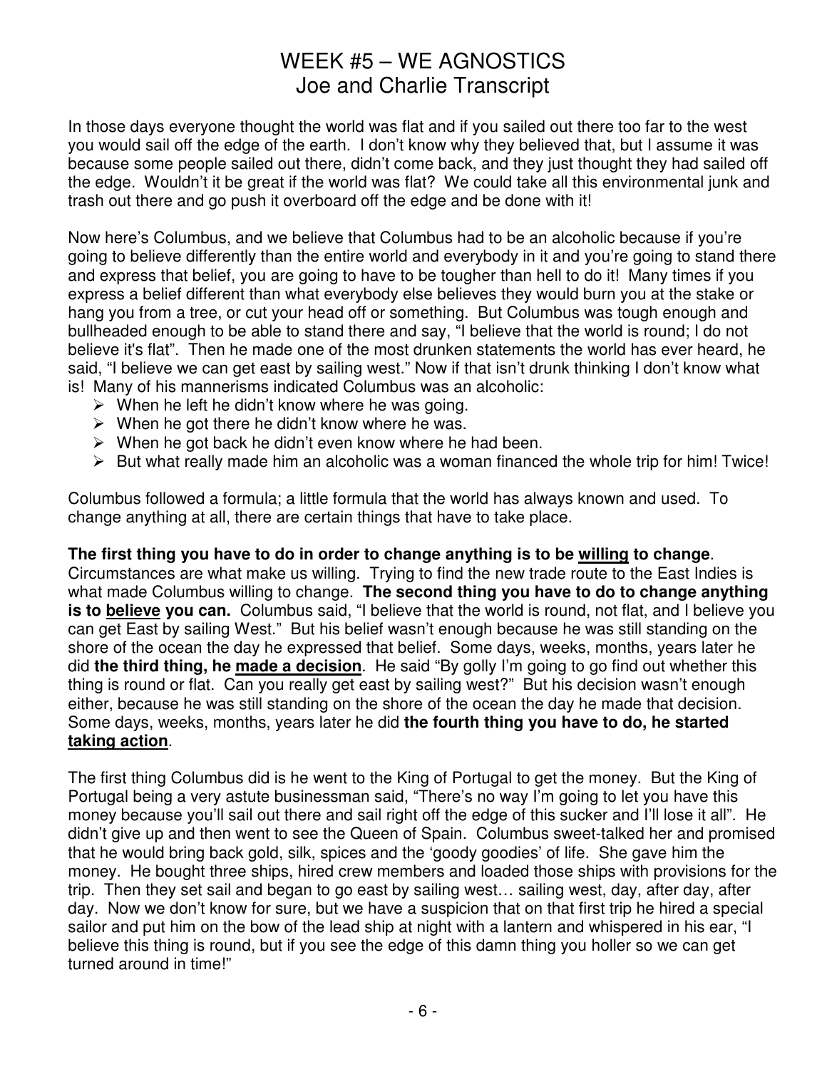# WEEK #5 – WE AGNOSTICS
## Joe and Charlie Transcript

In those days everyone thought the world was flat and if you sailed out there too far to the west you would sail off the edge of the earth. I don't know why they believed that, but I assume it was because some people sailed out there, didn't come back, and they just thought they had sailed off the edge. Wouldn't it be great if the world was flat? We could take all this environmental junk and trash out there and go push it overboard off the edge and be done with it!

Now here's Columbus, and we believe that Columbus had to be an alcoholic because if you're going to believe differently than the entire world and everybody in it and you're going to stand there and express that belief, you are going to have to be tougher than hell to do it! Many times if you express a belief different than what everybody else believes they would burn you at the stake or hang you from a tree, or cut your head off or something. But Columbus was tough enough and bullheaded enough to be able to stand there and say, "I believe that the world is round; I do not believe it's flat". Then he made one of the most drunken statements the world has ever heard, he said, "I believe we can get east by sailing west." Now if that isn't drunk thinking I don't know what is! Many of his mannerisms indicated Columbus was an alcoholic:

- When he left he didn't know where he was going.
- When he got there he didn't know where he was.
- When he got back he didn't even know where he had been.
- But what really made him an alcoholic was a woman financed the whole trip for him! Twice!

Columbus followed a formula; a little formula that the world has always known and used. To change anything at all, there are certain things that have to take place.

**The first thing you have to do in order to change anything is to be <u>willing</u> to change**. Circumstances are what make us willing. Trying to find the new trade route to the East Indies is what made Columbus willing to change. **The second thing you have to do to change anything is to <u>believe</u> you can.** Columbus said, "I believe that the world is round, not flat, and I believe you can get East by sailing West." But his belief wasn't enough because he was still standing on the shore of the ocean the day he expressed that belief. Some days, weeks, months, years later he did **the third thing, he <u>made a decision</u>**. He said "By golly I'm going to go find out whether this thing is round or flat. Can you really get east by sailing west?" But his decision wasn't enough either, because he was still standing on the shore of the ocean the day he made that decision. Some days, weeks, months, years later he did **the fourth thing you have to do, he started <u>taking action</u>**.

The first thing Columbus did is he went to the King of Portugal to get the money. But the King of Portugal being a very astute businessman said, "There's no way I'm going to let you have this money because you'll sail out there and sail right off the edge of this sucker and I'll lose it all". He didn't give up and then went to see the Queen of Spain. Columbus sweet-talked her and promised that he would bring back gold, silk, spices and the 'goody goodies' of life. She gave him the money. He bought three ships, hired crew members and loaded those ships with provisions for the trip. Then they set sail and began to go east by sailing west… sailing west, day, after day, after day. Now we don't know for sure, but we have a suspicion that on that first trip he hired a special sailor and put him on the bow of the lead ship at night with a lantern and whispered in his ear, "I believe this thing is round, but if you see the edge of this damn thing you holler so we can get turned around in time!"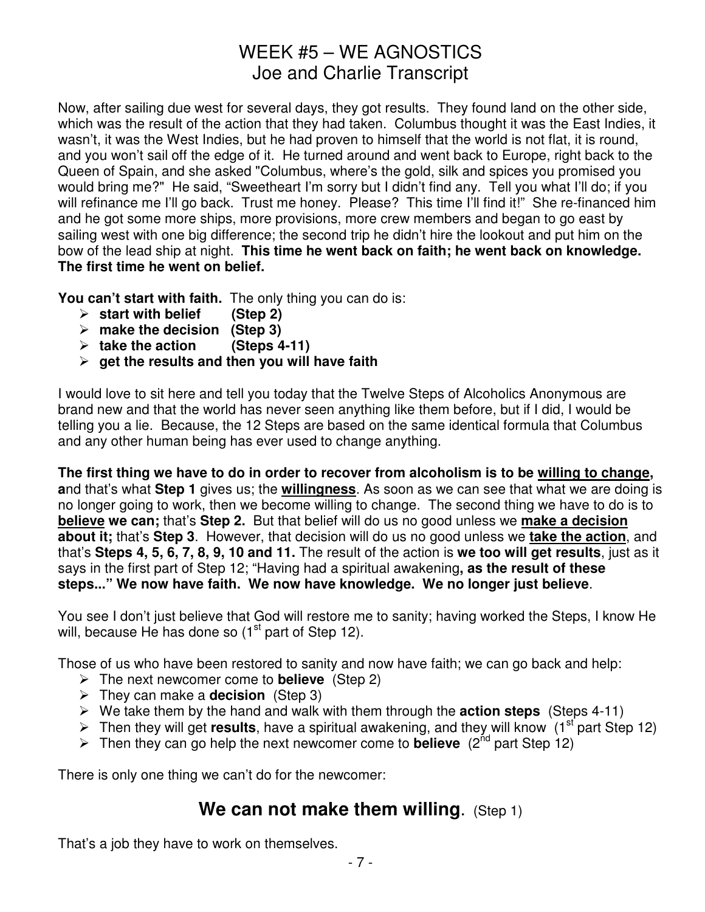# WEEK #5 – WE AGNOSTICS
## Joe and Charlie Transcript

Now, after sailing due west for several days, they got results. They found land on the other side, which was the result of the action that they had taken. Columbus thought it was the East Indies, it wasn't, it was the West Indies, but he had proven to himself that the world is not flat, it is round, and you won't sail off the edge of it. He turned around and went back to Europe, right back to the Queen of Spain, and she asked "Columbus, where's the gold, silk and spices you promised you would bring me?" He said, "Sweetheart I'm sorry but I didn't find any. Tell you what I'll do; if you will refinance me I'll go back. Trust me honey. Please? This time I'll find it!" She re-financed him and he got some more ships, more provisions, more crew members and began to go east by sailing west with one big difference; the second trip he didn't hire the lookout and put him on the bow of the lead ship at night. **This time he went back on faith; he went back on knowledge. The first time he went on belief.**

**You can't start with faith.** The only thing you can do is:

- **start with belief (Step 2)**
- **make the decision (Step 3)**
- **take the action (Steps 4-11)**
- **get the results and then you will have faith**

I would love to sit here and tell you today that the Twelve Steps of Alcoholics Anonymous are brand new and that the world has never seen anything like them before, but if I did, I would be telling you a lie. Because, the 12 Steps are based on the same identical formula that Columbus and any other human being has ever used to change anything.

**The first thing we have to do in order to recover from alcoholism is to be <u>willing to change</u>, a**nd that's what **Step 1** gives us; the **<u>willingness</u>**. As soon as we can see that what we are doing is no longer going to work, then we become willing to change. The second thing we have to do is to **<u>believe</u> we can;** that's **Step 2.** But that belief will do us no good unless we **<u>make a decision</u> about it;** that's **Step 3**. However, that decision will do us no good unless we **<u>take the action</u>**, and that's **Steps 4, 5, 6, 7, 8, 9, 10 and 11.** The result of the action is **we too will get results**, just as it says in the first part of Step 12; "Having had a spiritual awakening**, as the result of these steps..." We now have faith. We now have knowledge. We no longer just believe**.

You see I don't just believe that God will restore me to sanity; having worked the Steps, I know He will, because He has done so (1st part of Step 12).

Those of us who have been restored to sanity and now have faith; we can go back and help:

- The next newcomer come to **believe** (Step 2)
- They can make a **decision** (Step 3)
- We take them by the hand and walk with them through the **action steps** (Steps 4-11)
- Then they will get **results**, have a spiritual awakening, and they will know (1st part Step 12)
- Then they can go help the next newcomer come to **believe** (2nd part Step 12)

There is only one thing we can't do for the newcomer:

## We can not make them willing. (Step 1)

That's a job they have to work on themselves.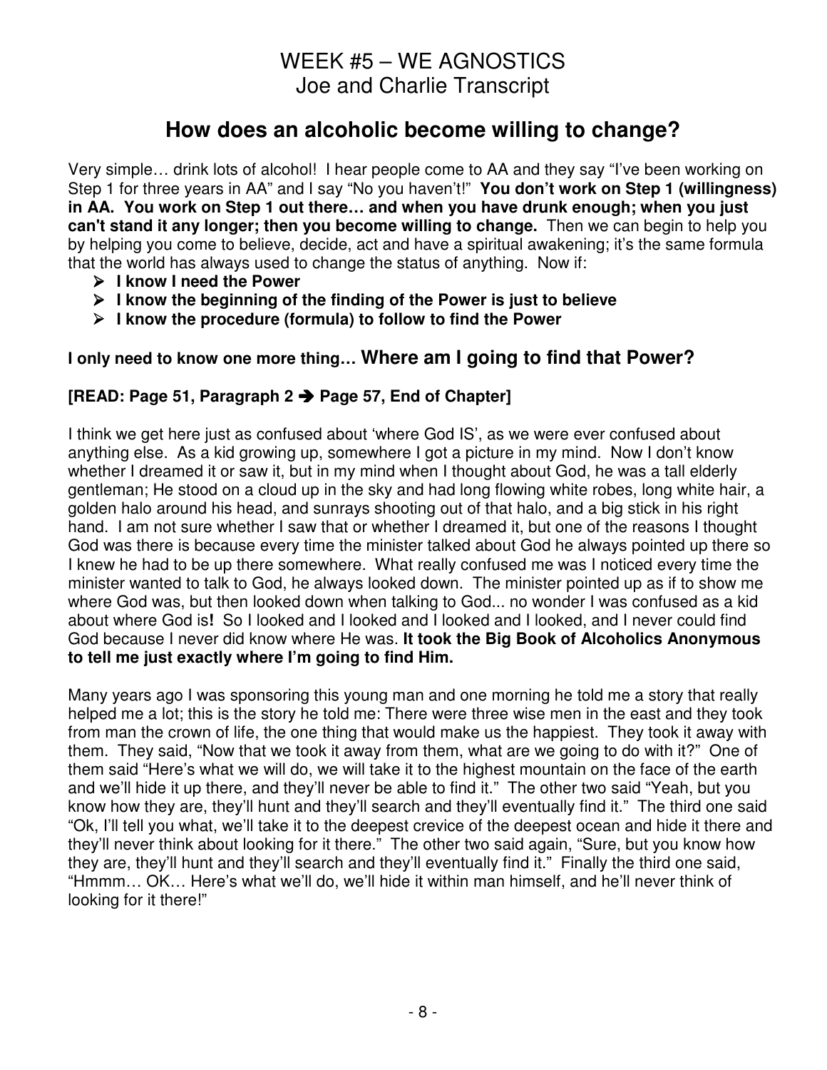# WEEK #5 – WE AGNOSTICS
Joe and Charlie Transcript

## How does an alcoholic become willing to change?

Very simple… drink lots of alcohol! I hear people come to AA and they say "I've been working on Step 1 for three years in AA" and I say "No you haven't!" **You don't work on Step 1 (willingness) in AA. You work on Step 1 out there… and when you have drunk enough; when you just can't stand it any longer; then you become willing to change.** Then we can begin to help you by helping you come to believe, decide, act and have a spiritual awakening; it's the same formula that the world has always used to change the status of anything. Now if:

- **I know I need the Power**
- **I know the beginning of the finding of the Power is just to believe**
- **I know the procedure (formula) to follow to find the Power**

**I only need to know one more thing… Where am I going to find that Power?**

**[READ: Page 51, Paragraph 2 ➔ Page 57, End of Chapter]**

I think we get here just as confused about 'where God IS', as we were ever confused about anything else. As a kid growing up, somewhere I got a picture in my mind. Now I don't know whether I dreamed it or saw it, but in my mind when I thought about God, he was a tall elderly gentleman; He stood on a cloud up in the sky and had long flowing white robes, long white hair, a golden halo around his head, and sunrays shooting out of that halo, and a big stick in his right hand. I am not sure whether I saw that or whether I dreamed it, but one of the reasons I thought God was there is because every time the minister talked about God he always pointed up there so I knew he had to be up there somewhere. What really confused me was I noticed every time the minister wanted to talk to God, he always looked down. The minister pointed up as if to show me where God was, but then looked down when talking to God... no wonder I was confused as a kid about where God is**!** So I looked and I looked and I looked and I looked, and I never could find God because I never did know where He was. **It took the Big Book of Alcoholics Anonymous to tell me just exactly where I'm going to find Him.**

Many years ago I was sponsoring this young man and one morning he told me a story that really helped me a lot; this is the story he told me: There were three wise men in the east and they took from man the crown of life, the one thing that would make us the happiest. They took it away with them. They said, "Now that we took it away from them, what are we going to do with it?" One of them said "Here's what we will do, we will take it to the highest mountain on the face of the earth and we'll hide it up there, and they'll never be able to find it." The other two said "Yeah, but you know how they are, they'll hunt and they'll search and they'll eventually find it." The third one said "Ok, I'll tell you what, we'll take it to the deepest crevice of the deepest ocean and hide it there and they'll never think about looking for it there." The other two said again, "Sure, but you know how they are, they'll hunt and they'll search and they'll eventually find it." Finally the third one said, "Hmmm… OK… Here's what we'll do, we'll hide it within man himself, and he'll never think of looking for it there!"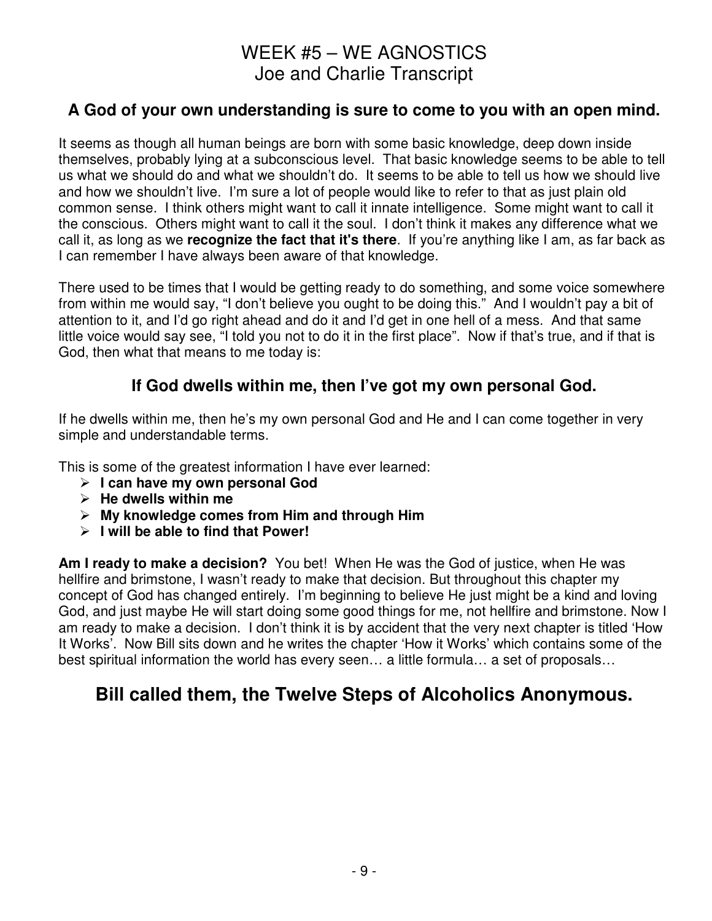# WEEK #5 – WE AGNOSTICS
## Joe and Charlie Transcript

### A God of your own understanding is sure to come to you with an open mind.

It seems as though all human beings are born with some basic knowledge, deep down inside themselves, probably lying at a subconscious level. That basic knowledge seems to be able to tell us what we should do and what we shouldn't do. It seems to be able to tell us how we should live and how we shouldn't live. I'm sure a lot of people would like to refer to that as just plain old common sense. I think others might want to call it innate intelligence. Some might want to call it the conscious. Others might want to call it the soul. I don't think it makes any difference what we call it, as long as we **recognize the fact that it's there**. If you're anything like I am, as far back as I can remember I have always been aware of that knowledge.

There used to be times that I would be getting ready to do something, and some voice somewhere from within me would say, "I don't believe you ought to be doing this." And I wouldn't pay a bit of attention to it, and I'd go right ahead and do it and I'd get in one hell of a mess. And that same little voice would say see, "I told you not to do it in the first place". Now if that's true, and if that is God, then what that means to me today is:

### If God dwells within me, then I've got my own personal God.

If he dwells within me, then he's my own personal God and He and I can come together in very simple and understandable terms.

This is some of the greatest information I have ever learned:

- **I can have my own personal God**
- **He dwells within me**
- **My knowledge comes from Him and through Him**
- **I will be able to find that Power!**

**Am I ready to make a decision?** You bet! When He was the God of justice, when He was hellfire and brimstone, I wasn't ready to make that decision. But throughout this chapter my concept of God has changed entirely. I'm beginning to believe He just might be a kind and loving God, and just maybe He will start doing some good things for me, not hellfire and brimstone. Now I am ready to make a decision. I don't think it is by accident that the very next chapter is titled 'How It Works'. Now Bill sits down and he writes the chapter 'How it Works' which contains some of the best spiritual information the world has every seen… a little formula… a set of proposals…

## Bill called them, the Twelve Steps of Alcoholics Anonymous.